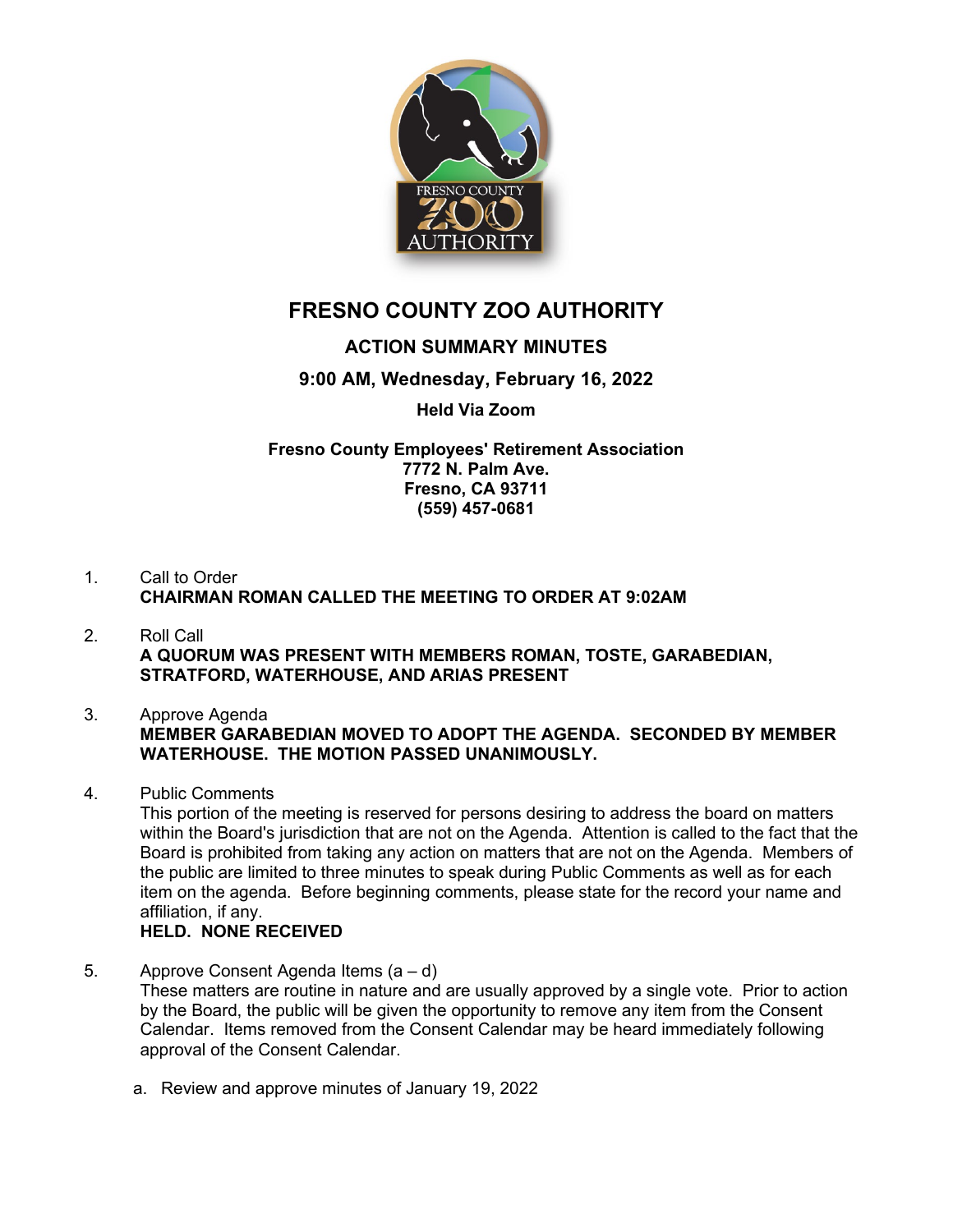# FRESNO COUNTY ZOO AUTHORITY

## ACTION SUMMARY MINUTES

### 9:00 AM, Wednesday, February 16, 2022

**Held Via Zoom**

**Fresno County Employees' Retirement Association**
**7772 N. Palm Ave.**
**Fresno, CA 93711**
**(559) 457-0681**

1. Call to Order
   **CHAIRMAN ROMAN CALLED THE MEETING TO ORDER AT 9:02AM**

2. Roll Call
   **A QUORUM WAS PRESENT WITH MEMBERS ROMAN, TOSTE, GARABEDIAN, STRATFORD, WATERHOUSE, AND ARIAS PRESENT**

3. Approve Agenda
   **MEMBER GARABEDIAN MOVED TO ADOPT THE AGENDA. SECONDED BY MEMBER WATERHOUSE. THE MOTION PASSED UNANIMOUSLY.**

4. Public Comments
   This portion of the meeting is reserved for persons desiring to address the board on matters within the Board's jurisdiction that are not on the Agenda. Attention is called to the fact that the Board is prohibited from taking any action on matters that are not on the Agenda. Members of the public are limited to three minutes to speak during Public Comments as well as for each item on the agenda. Before beginning comments, please state for the record your name and affiliation, if any.
   **HELD. NONE RECEIVED**

5. Approve Consent Agenda Items (a – d)
   These matters are routine in nature and are usually approved by a single vote. Prior to action by the Board, the public will be given the opportunity to remove any item from the Consent Calendar. Items removed from the Consent Calendar may be heard immediately following approval of the Consent Calendar.

   a. Review and approve minutes of January 19, 2022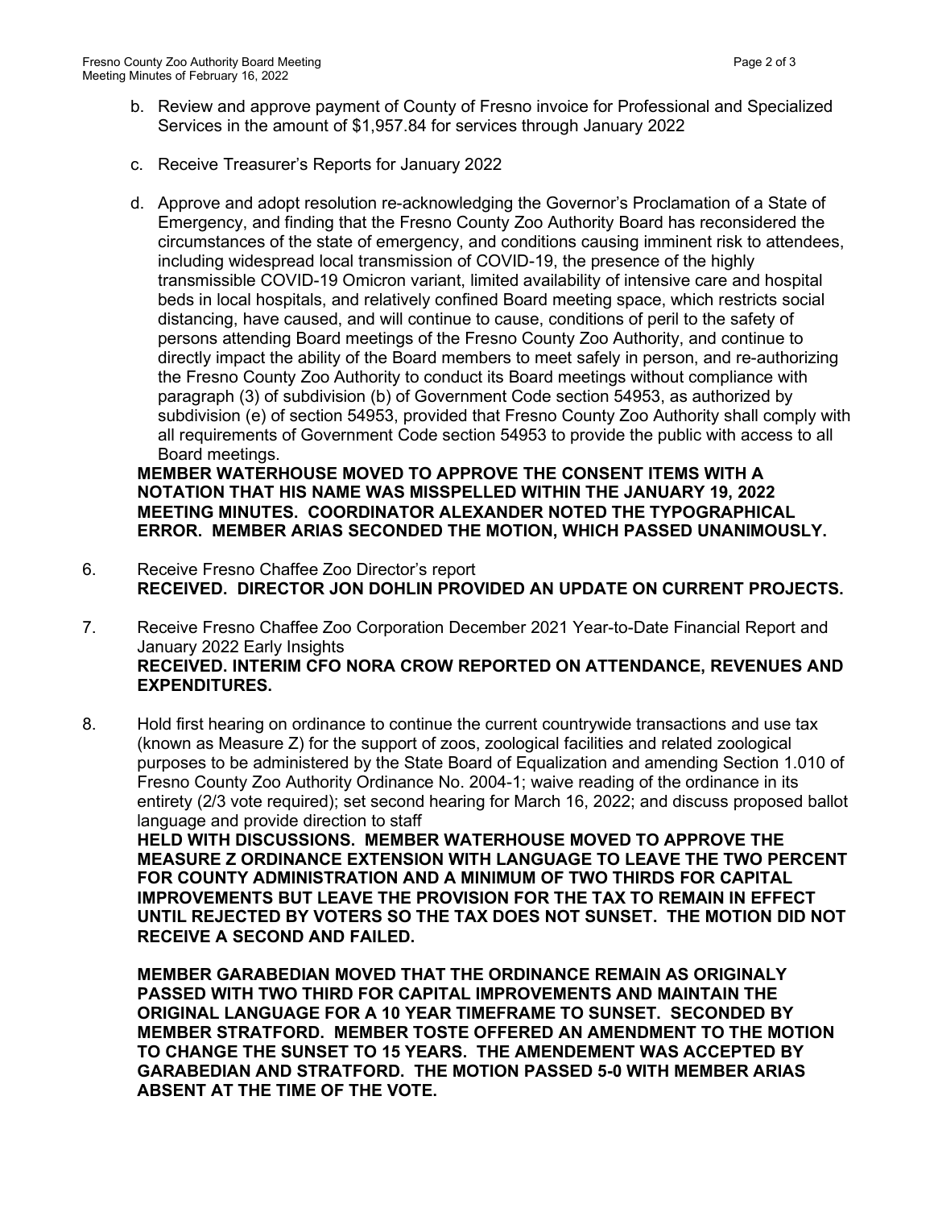b. Review and approve payment of County of Fresno invoice for Professional and Specialized Services in the amount of $1,957.84 for services through January 2022

c. Receive Treasurer's Reports for January 2022

d. Approve and adopt resolution re-acknowledging the Governor's Proclamation of a State of Emergency, and finding that the Fresno County Zoo Authority Board has reconsidered the circumstances of the state of emergency, and conditions causing imminent risk to attendees, including widespread local transmission of COVID-19, the presence of the highly transmissible COVID-19 Omicron variant, limited availability of intensive care and hospital beds in local hospitals, and relatively confined Board meeting space, which restricts social distancing, have caused, and will continue to cause, conditions of peril to the safety of persons attending Board meetings of the Fresno County Zoo Authority, and continue to directly impact the ability of the Board members to meet safely in person, and re-authorizing the Fresno County Zoo Authority to conduct its Board meetings without compliance with paragraph (3) of subdivision (b) of Government Code section 54953, as authorized by subdivision (e) of section 54953, provided that Fresno County Zoo Authority shall comply with all requirements of Government Code section 54953 to provide the public with access to all Board meetings.

**MEMBER WATERHOUSE MOVED TO APPROVE THE CONSENT ITEMS WITH A NOTATION THAT HIS NAME WAS MISSPELLED WITHIN THE JANUARY 19, 2022 MEETING MINUTES. COORDINATOR ALEXANDER NOTED THE TYPOGRAPHICAL ERROR. MEMBER ARIAS SECONDED THE MOTION, WHICH PASSED UNANIMOUSLY.**

6. Receive Fresno Chaffee Zoo Director's report
**RECEIVED. DIRECTOR JON DOHLIN PROVIDED AN UPDATE ON CURRENT PROJECTS.**

7. Receive Fresno Chaffee Zoo Corporation December 2021 Year-to-Date Financial Report and January 2022 Early Insights
**RECEIVED. INTERIM CFO NORA CROW REPORTED ON ATTENDANCE, REVENUES AND EXPENDITURES.**

8. Hold first hearing on ordinance to continue the current countrywide transactions and use tax (known as Measure Z) for the support of zoos, zoological facilities and related zoological purposes to be administered by the State Board of Equalization and amending Section 1.010 of Fresno County Zoo Authority Ordinance No. 2004-1; waive reading of the ordinance in its entirety (2/3 vote required); set second hearing for March 16, 2022; and discuss proposed ballot language and provide direction to staff
**HELD WITH DISCUSSIONS. MEMBER WATERHOUSE MOVED TO APPROVE THE MEASURE Z ORDINANCE EXTENSION WITH LANGUAGE TO LEAVE THE TWO PERCENT FOR COUNTY ADMINISTRATION AND A MINIMUM OF TWO THIRDS FOR CAPITAL IMPROVEMENTS BUT LEAVE THE PROVISION FOR THE TAX TO REMAIN IN EFFECT UNTIL REJECTED BY VOTERS SO THE TAX DOES NOT SUNSET. THE MOTION DID NOT RECEIVE A SECOND AND FAILED.**

**MEMBER GARABEDIAN MOVED THAT THE ORDINANCE REMAIN AS ORIGINALY PASSED WITH TWO THIRD FOR CAPITAL IMPROVEMENTS AND MAINTAIN THE ORIGINAL LANGUAGE FOR A 10 YEAR TIMEFRAME TO SUNSET. SECONDED BY MEMBER STRATFORD. MEMBER TOSTE OFFERED AN AMENDMENT TO THE MOTION TO CHANGE THE SUNSET TO 15 YEARS. THE AMENDEMENT WAS ACCEPTED BY GARABEDIAN AND STRATFORD. THE MOTION PASSED 5-0 WITH MEMBER ARIAS ABSENT AT THE TIME OF THE VOTE.**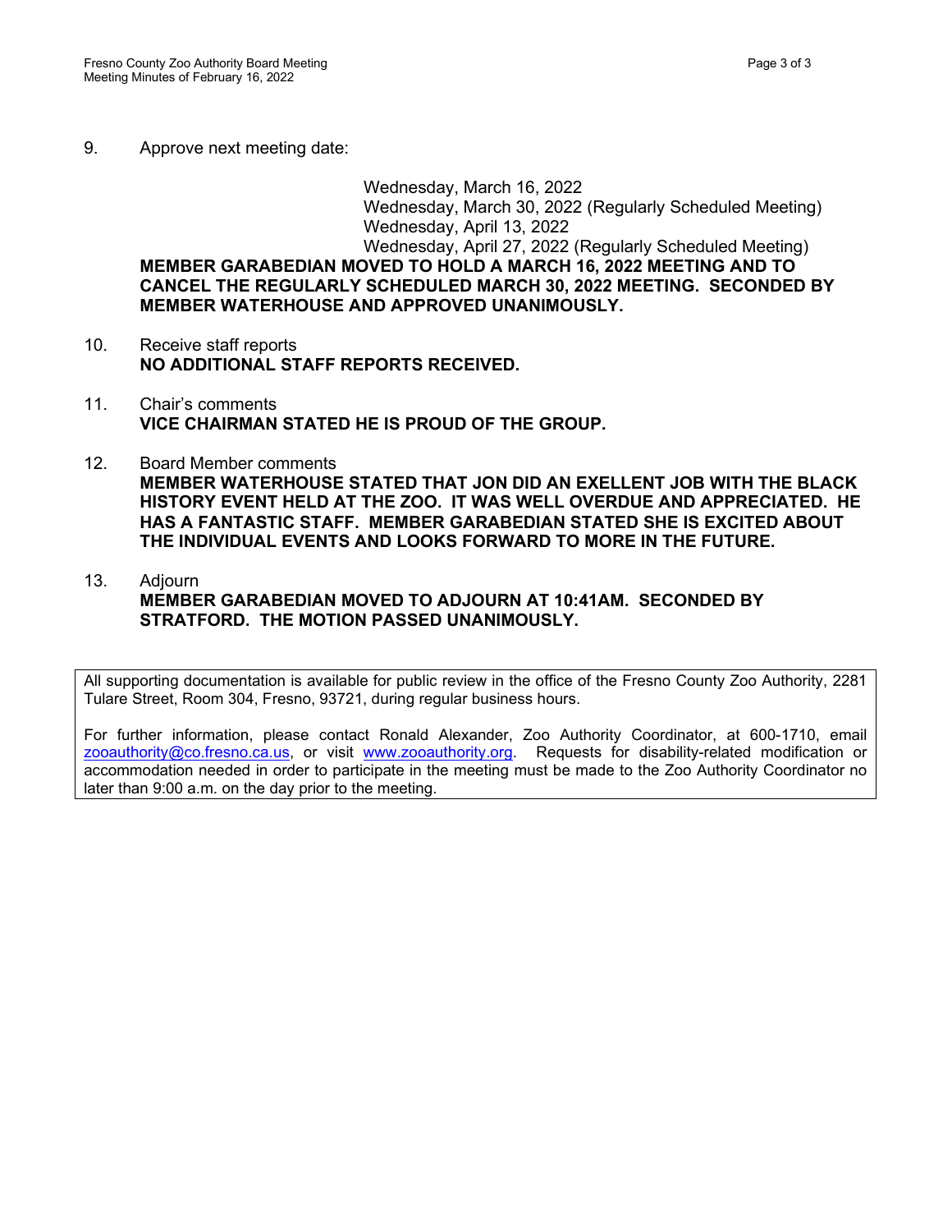9. Approve next meeting date:

   Wednesday, March 16, 2022
   Wednesday, March 30, 2022 (Regularly Scheduled Meeting)
   Wednesday, April 13, 2022
   Wednesday, April 27, 2022 (Regularly Scheduled Meeting)

   **MEMBER GARABEDIAN MOVED TO HOLD A MARCH 16, 2022 MEETING AND TO CANCEL THE REGULARLY SCHEDULED MARCH 30, 2022 MEETING. SECONDED BY MEMBER WATERHOUSE AND APPROVED UNANIMOUSLY.**

10. Receive staff reports
    **NO ADDITIONAL STAFF REPORTS RECEIVED.**

11. Chair's comments
    **VICE CHAIRMAN STATED HE IS PROUD OF THE GROUP.**

12. Board Member comments
    **MEMBER WATERHOUSE STATED THAT JON DID AN EXELLENT JOB WITH THE BLACK HISTORY EVENT HELD AT THE ZOO. IT WAS WELL OVERDUE AND APPRECIATED. HE HAS A FANTASTIC STAFF. MEMBER GARABEDIAN STATED SHE IS EXCITED ABOUT THE INDIVIDUAL EVENTS AND LOOKS FORWARD TO MORE IN THE FUTURE.**

13. Adjourn
    **MEMBER GARABEDIAN MOVED TO ADJOURN AT 10:41AM. SECONDED BY STRATFORD. THE MOTION PASSED UNANIMOUSLY.**

---

All supporting documentation is available for public review in the office of the Fresno County Zoo Authority, 2281 Tulare Street, Room 304, Fresno, 93721, during regular business hours.

For further information, please contact Ronald Alexander, Zoo Authority Coordinator, at 600-1710, email zooauthority@co.fresno.ca.us, or visit www.zooauthority.org. Requests for disability-related modification or accommodation needed in order to participate in the meeting must be made to the Zoo Authority Coordinator no later than 9:00 a.m. on the day prior to the meeting.